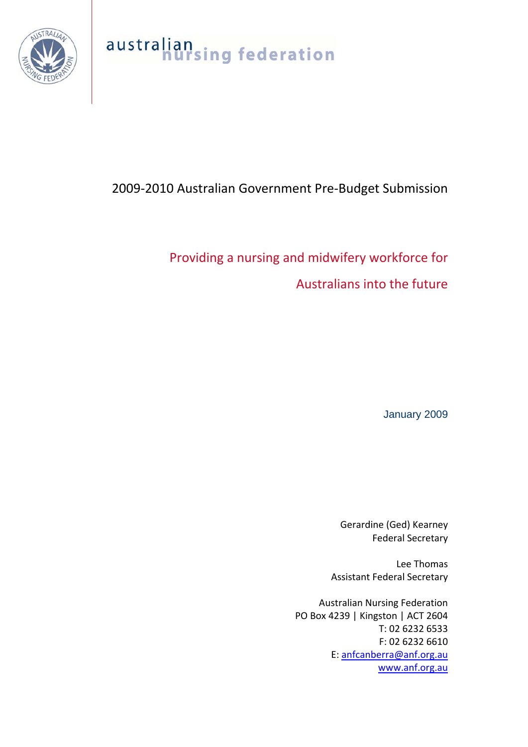australian nursing federation

# 2009-2010 Australian Government Pre-Budget Submission

## Providing a nursing and midwifery workforce for Australians into the future

January 2009

Gerardine (Ged) Kearney
Federal Secretary

Lee Thomas
Assistant Federal Secretary

Australian Nursing Federation
PO Box 4239 | Kingston | ACT 2604
T: 02 6232 6533
F: 02 6232 6610
E: anfcanberra@anf.org.au
www.anf.org.au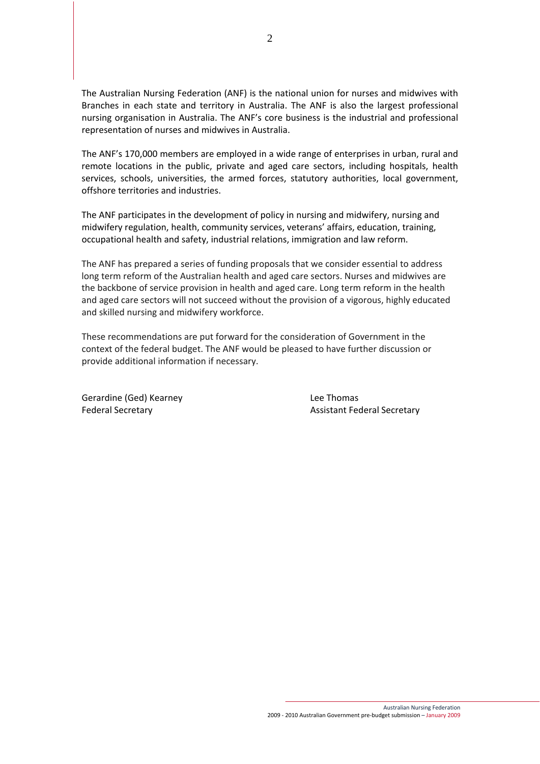The Australian Nursing Federation (ANF) is the national union for nurses and midwives with Branches in each state and territory in Australia. The ANF is also the largest professional nursing organisation in Australia. The ANF's core business is the industrial and professional representation of nurses and midwives in Australia.

The ANF's 170,000 members are employed in a wide range of enterprises in urban, rural and remote locations in the public, private and aged care sectors, including hospitals, health services, schools, universities, the armed forces, statutory authorities, local government, offshore territories and industries.

The ANF participates in the development of policy in nursing and midwifery, nursing and midwifery regulation, health, community services, veterans' affairs, education, training, occupational health and safety, industrial relations, immigration and law reform.

The ANF has prepared a series of funding proposals that we consider essential to address long term reform of the Australian health and aged care sectors. Nurses and midwives are the backbone of service provision in health and aged care. Long term reform in the health and aged care sectors will not succeed without the provision of a vigorous, highly educated and skilled nursing and midwifery workforce.

These recommendations are put forward for the consideration of Government in the context of the federal budget. The ANF would be pleased to have further discussion or provide additional information if necessary.

Gerardine (Ged) Kearney
Federal Secretary

Lee Thomas
Assistant Federal Secretary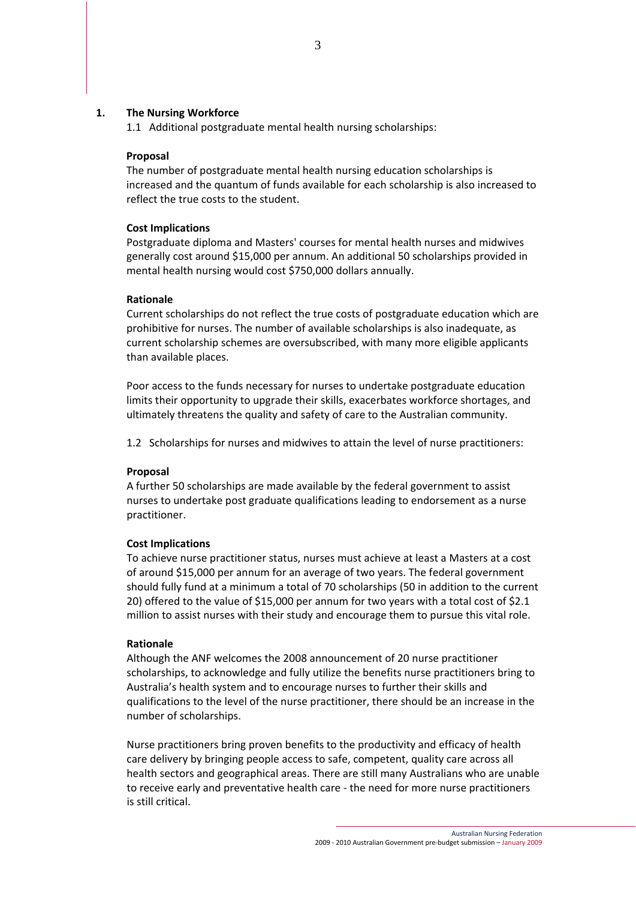## 1. The Nursing Workforce

1.1 Additional postgraduate mental health nursing scholarships:

**Proposal**

The number of postgraduate mental health nursing education scholarships is increased and the quantum of funds available for each scholarship is also increased to reflect the true costs to the student.

**Cost Implications**

Postgraduate diploma and Masters' courses for mental health nurses and midwives generally cost around $15,000 per annum. An additional 50 scholarships provided in mental health nursing would cost $750,000 dollars annually.

**Rationale**

Current scholarships do not reflect the true costs of postgraduate education which are prohibitive for nurses. The number of available scholarships is also inadequate, as current scholarship schemes are oversubscribed, with many more eligible applicants than available places.

Poor access to the funds necessary for nurses to undertake postgraduate education limits their opportunity to upgrade their skills, exacerbates workforce shortages, and ultimately threatens the quality and safety of care to the Australian community.

1.2 Scholarships for nurses and midwives to attain the level of nurse practitioners:

**Proposal**

A further 50 scholarships are made available by the federal government to assist nurses to undertake post graduate qualifications leading to endorsement as a nurse practitioner.

**Cost Implications**

To achieve nurse practitioner status, nurses must achieve at least a Masters at a cost of around $15,000 per annum for an average of two years. The federal government should fully fund at a minimum a total of 70 scholarships (50 in addition to the current 20) offered to the value of $15,000 per annum for two years with a total cost of $2.1 million to assist nurses with their study and encourage them to pursue this vital role.

**Rationale**

Although the ANF welcomes the 2008 announcement of 20 nurse practitioner scholarships, to acknowledge and fully utilize the benefits nurse practitioners bring to Australia's health system and to encourage nurses to further their skills and qualifications to the level of the nurse practitioner, there should be an increase in the number of scholarships.

Nurse practitioners bring proven benefits to the productivity and efficacy of health care delivery by bringing people access to safe, competent, quality care across all health sectors and geographical areas. There are still many Australians who are unable to receive early and preventative health care - the need for more nurse practitioners is still critical.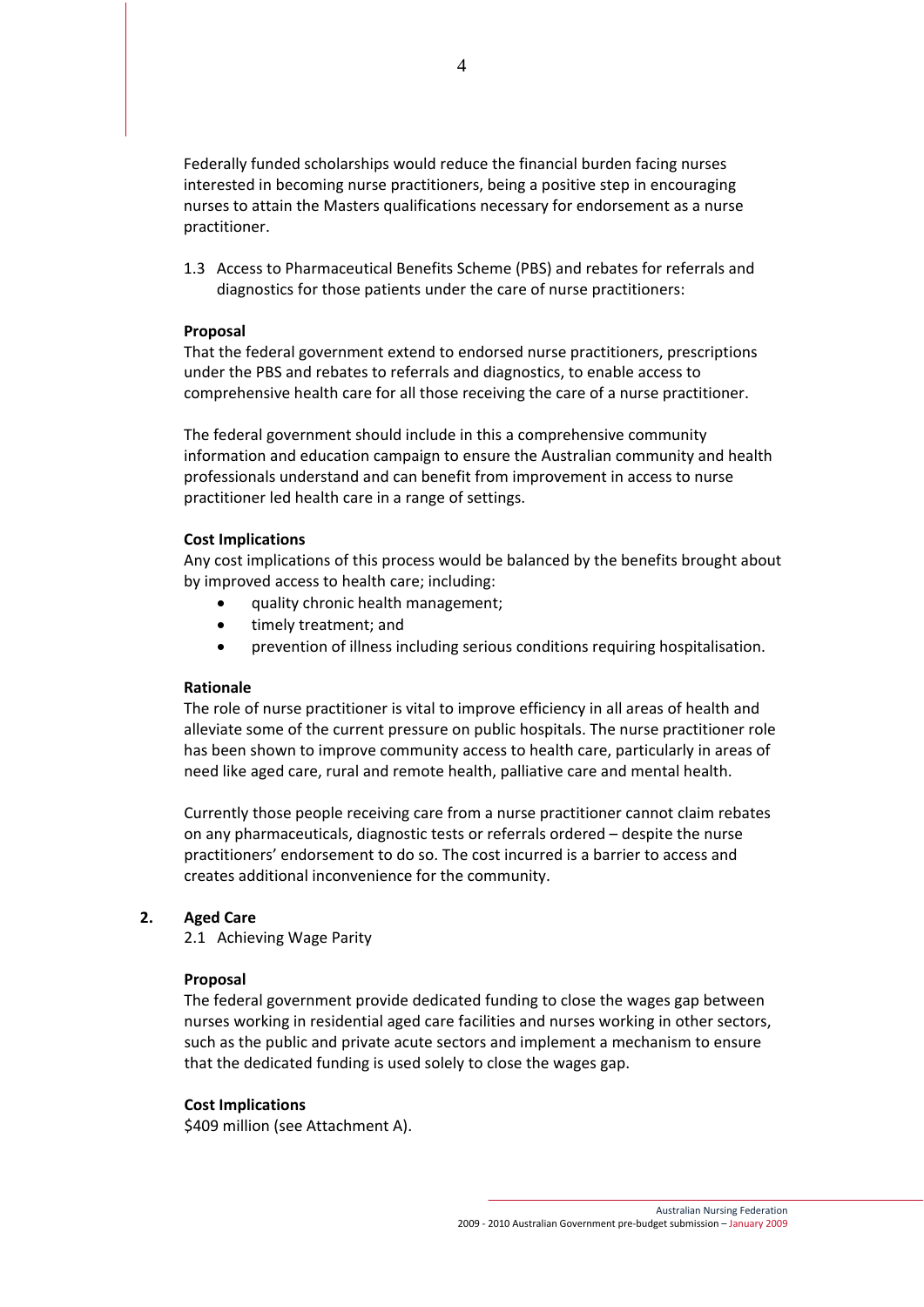Federally funded scholarships would reduce the financial burden facing nurses interested in becoming nurse practitioners, being a positive step in encouraging nurses to attain the Masters qualifications necessary for endorsement as a nurse practitioner.

1.3 Access to Pharmaceutical Benefits Scheme (PBS) and rebates for referrals and diagnostics for those patients under the care of nurse practitioners:

**Proposal**

That the federal government extend to endorsed nurse practitioners, prescriptions under the PBS and rebates to referrals and diagnostics, to enable access to comprehensive health care for all those receiving the care of a nurse practitioner.

The federal government should include in this a comprehensive community information and education campaign to ensure the Australian community and health professionals understand and can benefit from improvement in access to nurse practitioner led health care in a range of settings.

**Cost Implications**

Any cost implications of this process would be balanced by the benefits brought about by improved access to health care; including:

- quality chronic health management;
- timely treatment; and
- prevention of illness including serious conditions requiring hospitalisation.

**Rationale**

The role of nurse practitioner is vital to improve efficiency in all areas of health and alleviate some of the current pressure on public hospitals. The nurse practitioner role has been shown to improve community access to health care, particularly in areas of need like aged care, rural and remote health, palliative care and mental health.

Currently those people receiving care from a nurse practitioner cannot claim rebates on any pharmaceuticals, diagnostic tests or referrals ordered – despite the nurse practitioners' endorsement to do so. The cost incurred is a barrier to access and creates additional inconvenience for the community.

## 2. Aged Care

2.1 Achieving Wage Parity

**Proposal**

The federal government provide dedicated funding to close the wages gap between nurses working in residential aged care facilities and nurses working in other sectors, such as the public and private acute sectors and implement a mechanism to ensure that the dedicated funding is used solely to close the wages gap.

**Cost Implications**

$409 million (see Attachment A).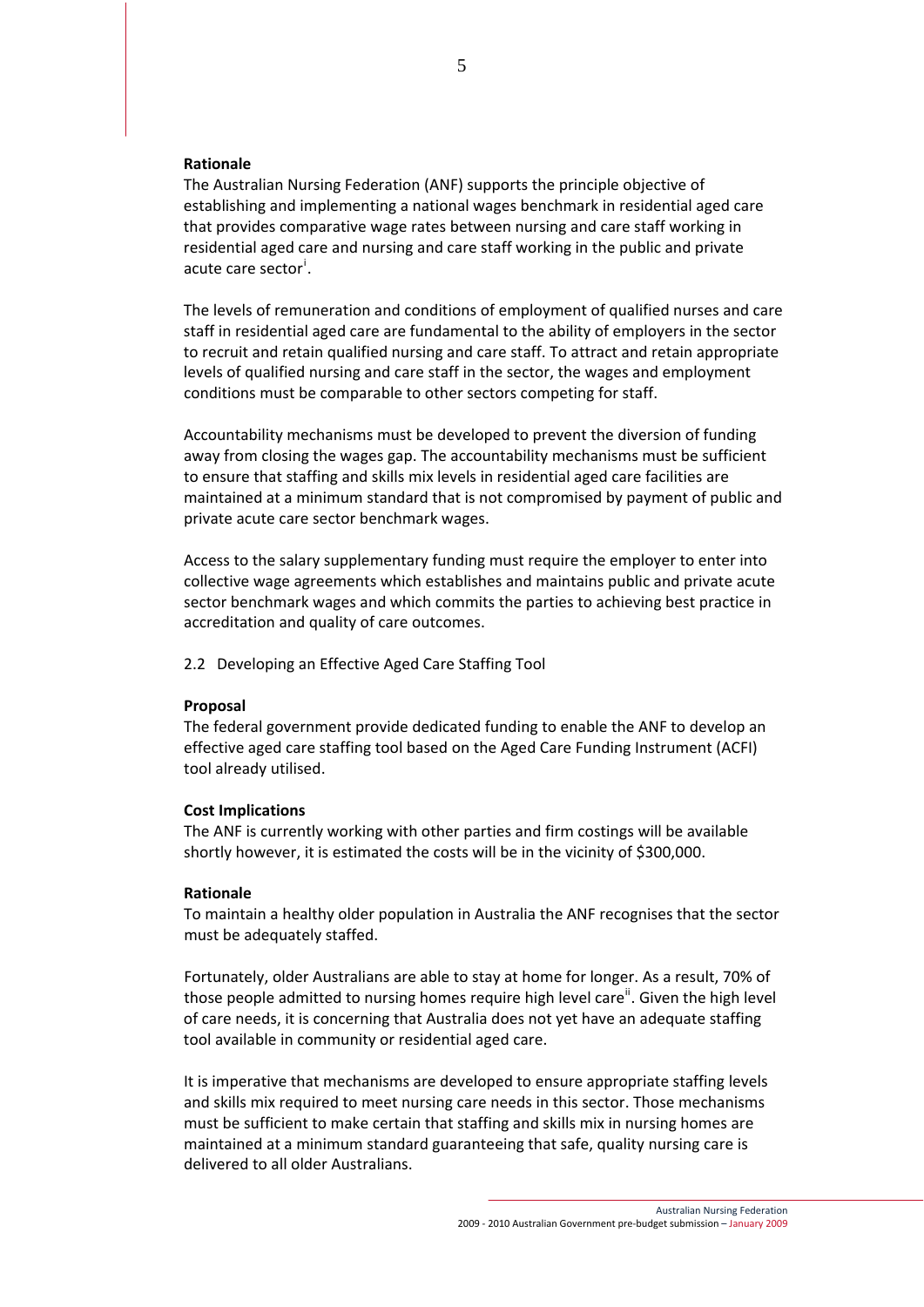**Rationale**

The Australian Nursing Federation (ANF) supports the principle objective of establishing and implementing a national wages benchmark in residential aged care that provides comparative wage rates between nursing and care staff working in residential aged care and nursing and care staff working in the public and private acute care sector[i].

The levels of remuneration and conditions of employment of qualified nurses and care staff in residential aged care are fundamental to the ability of employers in the sector to recruit and retain qualified nursing and care staff. To attract and retain appropriate levels of qualified nursing and care staff in the sector, the wages and employment conditions must be comparable to other sectors competing for staff.

Accountability mechanisms must be developed to prevent the diversion of funding away from closing the wages gap. The accountability mechanisms must be sufficient to ensure that staffing and skills mix levels in residential aged care facilities are maintained at a minimum standard that is not compromised by payment of public and private acute care sector benchmark wages.

Access to the salary supplementary funding must require the employer to enter into collective wage agreements which establishes and maintains public and private acute sector benchmark wages and which commits the parties to achieving best practice in accreditation and quality of care outcomes.

2.2 Developing an Effective Aged Care Staffing Tool

**Proposal**

The federal government provide dedicated funding to enable the ANF to develop an effective aged care staffing tool based on the Aged Care Funding Instrument (ACFI) tool already utilised.

**Cost Implications**

The ANF is currently working with other parties and firm costings will be available shortly however, it is estimated the costs will be in the vicinity of $300,000.

**Rationale**

To maintain a healthy older population in Australia the ANF recognises that the sector must be adequately staffed.

Fortunately, older Australians are able to stay at home for longer. As a result, 70% of those people admitted to nursing homes require high level care[ii]. Given the high level of care needs, it is concerning that Australia does not yet have an adequate staffing tool available in community or residential aged care.

It is imperative that mechanisms are developed to ensure appropriate staffing levels and skills mix required to meet nursing care needs in this sector. Those mechanisms must be sufficient to make certain that staffing and skills mix in nursing homes are maintained at a minimum standard guaranteeing that safe, quality nursing care is delivered to all older Australians.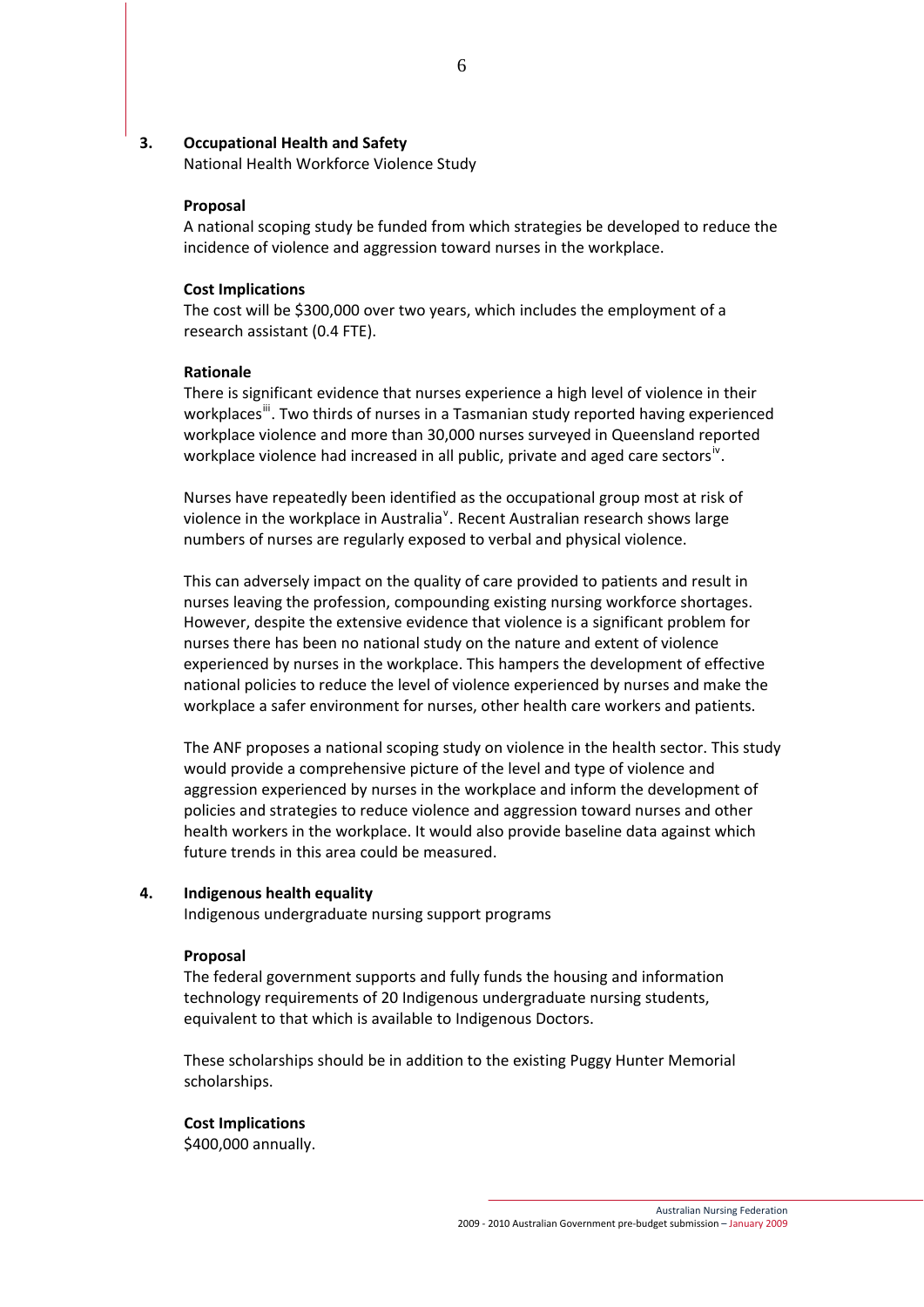## 3. Occupational Health and Safety

National Health Workforce Violence Study

**Proposal**

A national scoping study be funded from which strategies be developed to reduce the incidence of violence and aggression toward nurses in the workplace.

**Cost Implications**

The cost will be $300,000 over two years, which includes the employment of a research assistant (0.4 FTE).

**Rationale**

There is significant evidence that nurses experience a high level of violence in their workplaces[iii]. Two thirds of nurses in a Tasmanian study reported having experienced workplace violence and more than 30,000 nurses surveyed in Queensland reported workplace violence had increased in all public, private and aged care sectors[iv].

Nurses have repeatedly been identified as the occupational group most at risk of violence in the workplace in Australia[v]. Recent Australian research shows large numbers of nurses are regularly exposed to verbal and physical violence.

This can adversely impact on the quality of care provided to patients and result in nurses leaving the profession, compounding existing nursing workforce shortages. However, despite the extensive evidence that violence is a significant problem for nurses there has been no national study on the nature and extent of violence experienced by nurses in the workplace. This hampers the development of effective national policies to reduce the level of violence experienced by nurses and make the workplace a safer environment for nurses, other health care workers and patients.

The ANF proposes a national scoping study on violence in the health sector. This study would provide a comprehensive picture of the level and type of violence and aggression experienced by nurses in the workplace and inform the development of policies and strategies to reduce violence and aggression toward nurses and other health workers in the workplace. It would also provide baseline data against which future trends in this area could be measured.

## 4. Indigenous health equality

Indigenous undergraduate nursing support programs

**Proposal**

The federal government supports and fully funds the housing and information technology requirements of 20 Indigenous undergraduate nursing students, equivalent to that which is available to Indigenous Doctors.

These scholarships should be in addition to the existing Puggy Hunter Memorial scholarships.

**Cost Implications**

$400,000 annually.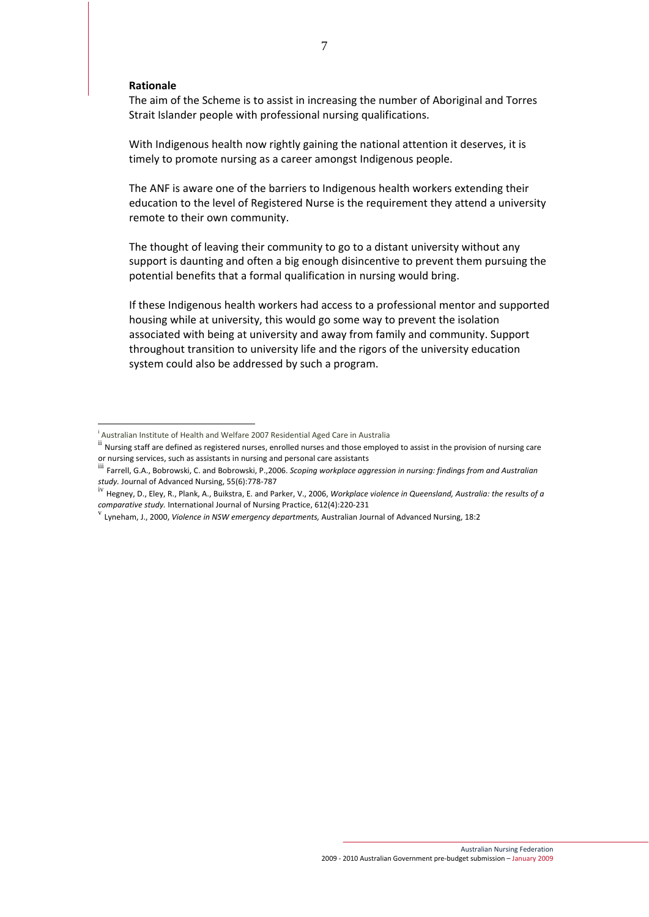**Rationale**

The aim of the Scheme is to assist in increasing the number of Aboriginal and Torres Strait Islander people with professional nursing qualifications.

With Indigenous health now rightly gaining the national attention it deserves, it is timely to promote nursing as a career amongst Indigenous people.

The ANF is aware one of the barriers to Indigenous health workers extending their education to the level of Registered Nurse is the requirement they attend a university remote to their own community.

The thought of leaving their community to go to a distant university without any support is daunting and often a big enough disincentive to prevent them pursuing the potential benefits that a formal qualification in nursing would bring.

If these Indigenous health workers had access to a professional mentor and supported housing while at university, this would go some way to prevent the isolation associated with being at university and away from family and community. Support throughout transition to university life and the rigors of the university education system could also be addressed by such a program.

---

[i] Australian Institute of Health and Welfare 2007 Residential Aged Care in Australia

[ii] Nursing staff are defined as registered nurses, enrolled nurses and those employed to assist in the provision of nursing care or nursing services, such as assistants in nursing and personal care assistants

[iii] Farrell, G.A., Bobrowski, C. and Bobrowski, P.,2006. *Scoping workplace aggression in nursing: findings from and Australian study*. Journal of Advanced Nursing, 55(6):778-787

[iv] Hegney, D., Eley, R., Plank, A., Buikstra, E. and Parker, V., 2006, *Workplace violence in Queensland, Australia: the results of a comparative study.* International Journal of Nursing Practice, 612(4):220-231

[v] Lyneham, J., 2000, *Violence in NSW emergency departments,* Australian Journal of Advanced Nursing, 18:2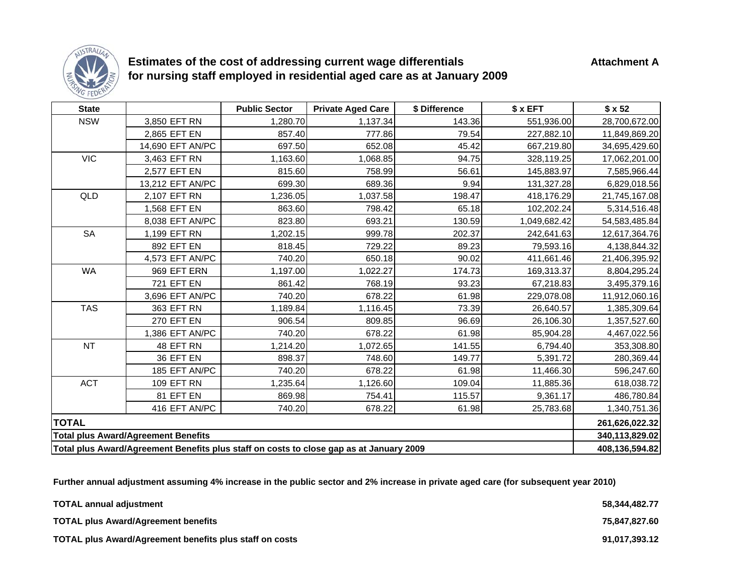# Estimates of the cost of addressing current wage differentials for nursing staff employed in residential aged care as at January 2009

**Attachment A**

| State | | Public Sector | Private Aged Care | $ Difference | $ x EFT | $ x 52 |
|---|---|---|---|---|---|---|
| NSW | 3,850 EFT RN | 1,280.70 | 1,137.34 | 143.36 | 551,936.00 | 28,700,672.00 |
| | 2,865 EFT EN | 857.40 | 777.86 | 79.54 | 227,882.10 | 11,849,869.20 |
| | 14,690 EFT AN/PC | 697.50 | 652.08 | 45.42 | 667,219.80 | 34,695,429.60 |
| VIC | 3,463 EFT RN | 1,163.60 | 1,068.85 | 94.75 | 328,119.25 | 17,062,201.00 |
| | 2,577 EFT EN | 815.60 | 758.99 | 56.61 | 145,883.97 | 7,585,966.44 |
| | 13,212 EFT AN/PC | 699.30 | 689.36 | 9.94 | 131,327.28 | 6,829,018.56 |
| QLD | 2,107 EFT RN | 1,236.05 | 1,037.58 | 198.47 | 418,176.29 | 21,745,167.08 |
| | 1,568 EFT EN | 863.60 | 798.42 | 65.18 | 102,202.24 | 5,314,516.48 |
| | 8,038 EFT AN/PC | 823.80 | 693.21 | 130.59 | 1,049,682.42 | 54,583,485.84 |
| SA | 1,199 EFT RN | 1,202.15 | 999.78 | 202.37 | 242,641.63 | 12,617,364.76 |
| | 892 EFT EN | 818.45 | 729.22 | 89.23 | 79,593.16 | 4,138,844.32 |
| | 4,573 EFT AN/PC | 740.20 | 650.18 | 90.02 | 411,661.46 | 21,406,395.92 |
| WA | 969 EFT ERN | 1,197.00 | 1,022.27 | 174.73 | 169,313.37 | 8,804,295.24 |
| | 721 EFT EN | 861.42 | 768.19 | 93.23 | 67,218.83 | 3,495,379.16 |
| | 3,696 EFT AN/PC | 740.20 | 678.22 | 61.98 | 229,078.08 | 11,912,060.16 |
| TAS | 363 EFT RN | 1,189.84 | 1,116.45 | 73.39 | 26,640.57 | 1,385,309.64 |
| | 270 EFT EN | 906.54 | 809.85 | 96.69 | 26,106.30 | 1,357,527.60 |
| | 1,386 EFT AN/PC | 740.20 | 678.22 | 61.98 | 85,904.28 | 4,467,022.56 |
| NT | 48 EFT RN | 1,214.20 | 1,072.65 | 141.55 | 6,794.40 | 353,308.80 |
| | 36 EFT EN | 898.37 | 748.60 | 149.77 | 5,391.72 | 280,369.44 |
| | 185 EFT AN/PC | 740.20 | 678.22 | 61.98 | 11,466.30 | 596,247.60 |
| ACT | 109 EFT RN | 1,235.64 | 1,126.60 | 109.04 | 11,885.36 | 618,038.72 |
| | 81 EFT EN | 869.98 | 754.41 | 115.57 | 9,361.17 | 486,780.84 |
| | 416 EFT AN/PC | 740.20 | 678.22 | 61.98 | 25,783.68 | 1,340,751.36 |
| **TOTAL** | | | | | | **261,626,022.32** |
| **Total plus Award/Agreement Benefits** | | | | | | **340,113,829.02** |
| **Total plus Award/Agreement Benefits plus staff on costs to close gap as at January 2009** | | | | | | **408,136,594.82** |

**Further annual adjustment assuming 4% increase in the public sector and 2% increase in private aged care (for subsequent year 2010)**

| | |
|---|---|
| **TOTAL annual adjustment** | **58,344,482.77** |
| **TOTAL plus Award/Agreement benefits** | **75,847,827.60** |
| **TOTAL plus Award/Agreement benefits plus staff on costs** | **91,017,393.12** |